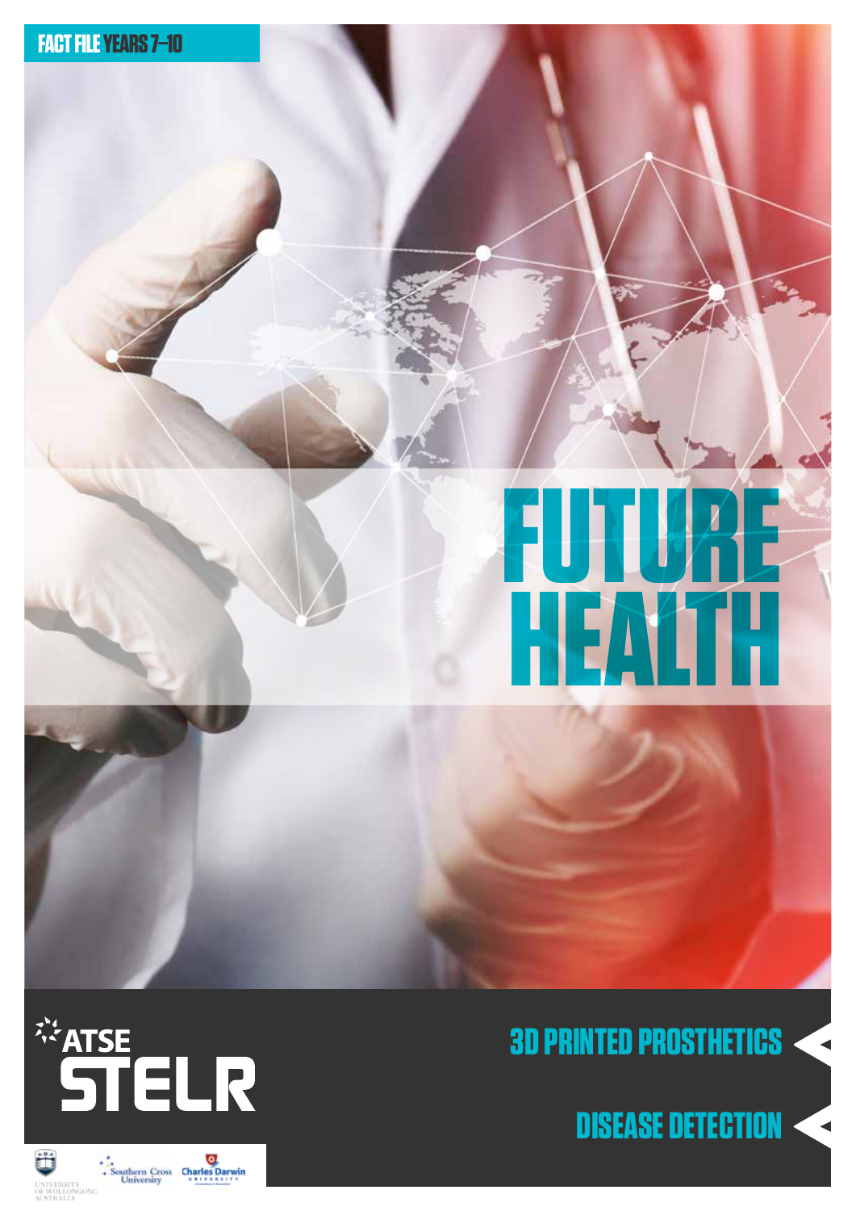FACT FILE YEARS 7–10

# FUTURE HEALTH

ATSE STELR

3D PRINTED PROSTHETICS

DISEASE DETECTION

University of Wollongong Australia

Southern Cross University

Charles Darwin University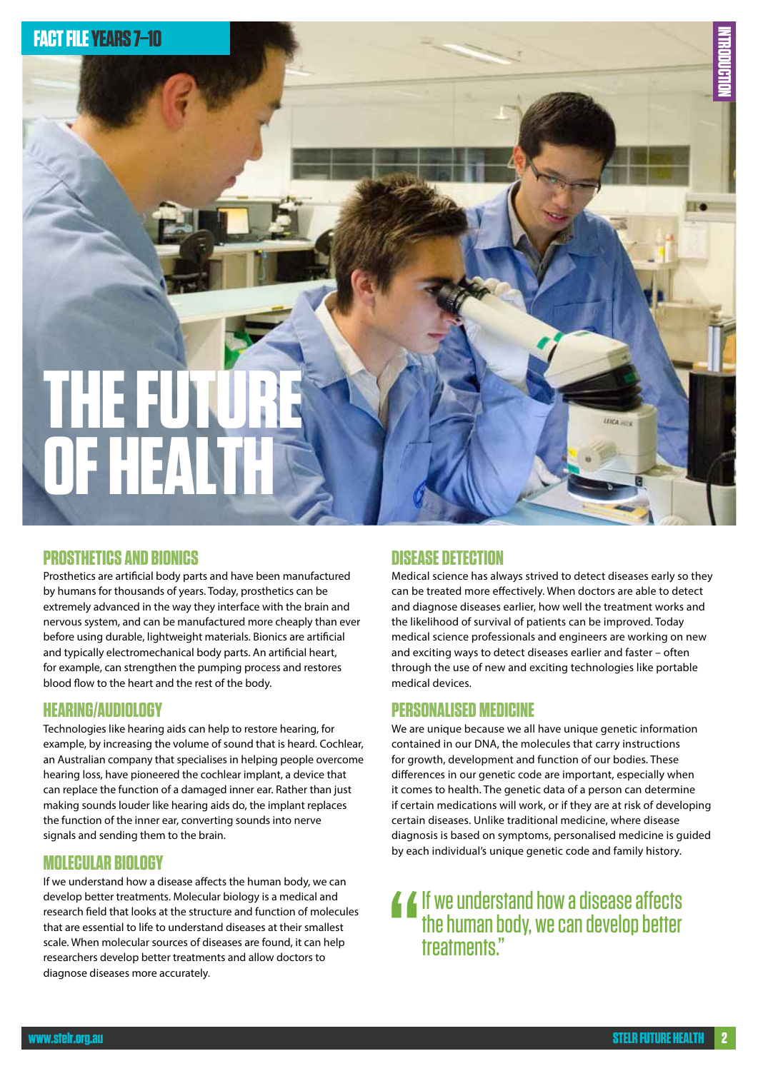FACT FILE YEARS 7–10

INTRODUCTION

# THE FUTURE OF HEALTH

## PROSTHETICS AND BIONICS

Prosthetics are artificial body parts and have been manufactured by humans for thousands of years. Today, prosthetics can be extremely advanced in the way they interface with the brain and nervous system, and can be manufactured more cheaply than ever before using durable, lightweight materials. Bionics are artificial and typically electromechanical body parts. An artificial heart, for example, can strengthen the pumping process and restores blood flow to the heart and the rest of the body.

## HEARING/AUDIOLOGY

Technologies like hearing aids can help to restore hearing, for example, by increasing the volume of sound that is heard. Cochlear, an Australian company that specialises in helping people overcome hearing loss, have pioneered the cochlear implant, a device that can replace the function of a damaged inner ear. Rather than just making sounds louder like hearing aids do, the implant replaces the function of the inner ear, converting sounds into nerve signals and sending them to the brain.

## MOLECULAR BIOLOGY

If we understand how a disease affects the human body, we can develop better treatments. Molecular biology is a medical and research field that looks at the structure and function of molecules that are essential to life to understand diseases at their smallest scale. When molecular sources of diseases are found, it can help researchers develop better treatments and allow doctors to diagnose diseases more accurately.

## DISEASE DETECTION

Medical science has always strived to detect diseases early so they can be treated more effectively. When doctors are able to detect and diagnose diseases earlier, how well the treatment works and the likelihood of survival of patients can be improved. Today medical science professionals and engineers are working on new and exciting ways to detect diseases earlier and faster – often through the use of new and exciting technologies like portable medical devices.

## PERSONALISED MEDICINE

We are unique because we all have unique genetic information contained in our DNA, the molecules that carry instructions for growth, development and function of our bodies. These differences in our genetic code are important, especially when it comes to health. The genetic data of a person can determine if certain medications will work, or if they are at risk of developing certain diseases. Unlike traditional medicine, where disease diagnosis is based on symptoms, personalised medicine is guided by each individual's unique genetic code and family history.

> "If we understand how a disease affects the human body, we can develop better treatments."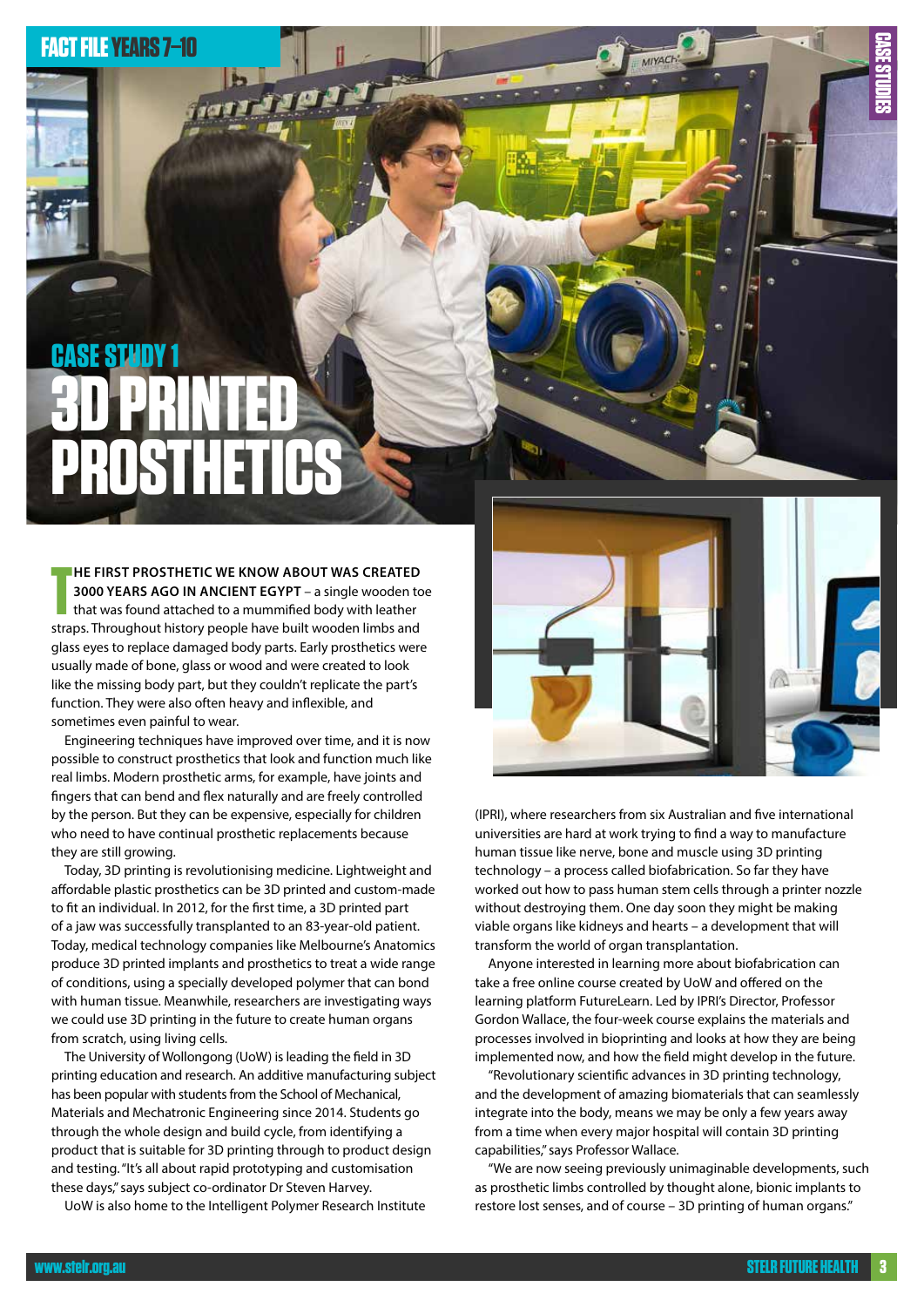# CASE STUDY 1

# 3D PRINTED PROSTHETICS

**THE FIRST PROSTHETIC WE KNOW ABOUT WAS CREATED 3000 YEARS AGO IN ANCIENT EGYPT** – a single wooden toe that was found attached to a mummified body with leather straps. Throughout history people have built wooden limbs and glass eyes to replace damaged body parts. Early prosthetics were usually made of bone, glass or wood and were created to look like the missing body part, but they couldn't replicate the part's function. They were also often heavy and inflexible, and sometimes even painful to wear.

Engineering techniques have improved over time, and it is now possible to construct prosthetics that look and function much like real limbs. Modern prosthetic arms, for example, have joints and fingers that can bend and flex naturally and are freely controlled by the person. But they can be expensive, especially for children who need to have continual prosthetic replacements because they are still growing.

Today, 3D printing is revolutionising medicine. Lightweight and affordable plastic prosthetics can be 3D printed and custom-made to fit an individual. In 2012, for the first time, a 3D printed part of a jaw was successfully transplanted to an 83-year-old patient. Today, medical technology companies like Melbourne's Anatomics produce 3D printed implants and prosthetics to treat a wide range of conditions, using a specially developed polymer that can bond with human tissue. Meanwhile, researchers are investigating ways we could use 3D printing in the future to create human organs from scratch, using living cells.

The University of Wollongong (UoW) is leading the field in 3D printing education and research. An additive manufacturing subject has been popular with students from the School of Mechanical, Materials and Mechatronic Engineering since 2014. Students go through the whole design and build cycle, from identifying a product that is suitable for 3D printing through to product design and testing. "It's all about rapid prototyping and customisation these days," says subject co-ordinator Dr Steven Harvey.

UoW is also home to the Intelligent Polymer Research Institute (IPRI), where researchers from six Australian and five international universities are hard at work trying to find a way to manufacture human tissue like nerve, bone and muscle using 3D printing technology – a process called biofabrication. So far they have worked out how to pass human stem cells through a printer nozzle without destroying them. One day soon they might be making viable organs like kidneys and hearts – a development that will transform the world of organ transplantation.

Anyone interested in learning more about biofabrication can take a free online course created by UoW and offered on the learning platform FutureLearn. Led by IPRI's Director, Professor Gordon Wallace, the four-week course explains the materials and processes involved in bioprinting and looks at how they are being implemented now, and how the field might develop in the future.

"Revolutionary scientific advances in 3D printing technology, and the development of amazing biomaterials that can seamlessly integrate into the body, means we may be only a few years away from a time when every major hospital will contain 3D printing capabilities," says Professor Wallace.

"We are now seeing previously unimaginable developments, such as prosthetic limbs controlled by thought alone, bionic implants to restore lost senses, and of course – 3D printing of human organs."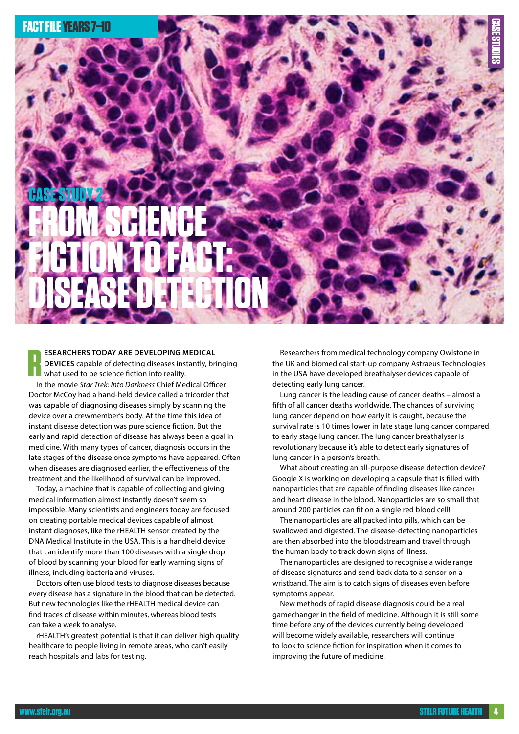CASE STUDY 2

# FROM SCIENCE FICTION TO FACT: DISEASE DETECTION

**RESEARCHERS TODAY ARE DEVELOPING MEDICAL DEVICES** capable of detecting diseases instantly, bringing what used to be science fiction into reality.

In the movie *Star Trek: Into Darkness* Chief Medical Officer Doctor McCoy had a hand-held device called a tricorder that was capable of diagnosing diseases simply by scanning the device over a crewmember's body. At the time this idea of instant disease detection was pure science fiction. But the early and rapid detection of disease has always been a goal in medicine. With many types of cancer, diagnosis occurs in the late stages of the disease once symptoms have appeared. Often when diseases are diagnosed earlier, the effectiveness of the treatment and the likelihood of survival can be improved.

Today, a machine that is capable of collecting and giving medical information almost instantly doesn't seem so impossible. Many scientists and engineers today are focused on creating portable medical devices capable of almost instant diagnoses, like the rHEALTH sensor created by the DNA Medical Institute in the USA. This is a handheld device that can identify more than 100 diseases with a single drop of blood by scanning your blood for early warning signs of illness, including bacteria and viruses.

Doctors often use blood tests to diagnose diseases because every disease has a signature in the blood that can be detected. But new technologies like the rHEALTH medical device can find traces of disease within minutes, whereas blood tests can take a week to analyse.

rHEALTH's greatest potential is that it can deliver high quality healthcare to people living in remote areas, who can't easily reach hospitals and labs for testing.

Researchers from medical technology company Owlstone in the UK and biomedical start-up company Astraeus Technologies in the USA have developed breathalyser devices capable of detecting early lung cancer.

Lung cancer is the leading cause of cancer deaths – almost a fifth of all cancer deaths worldwide. The chances of surviving lung cancer depend on how early it is caught, because the survival rate is 10 times lower in late stage lung cancer compared to early stage lung cancer. The lung cancer breathalyser is revolutionary because it's able to detect early signatures of lung cancer in a person's breath.

What about creating an all-purpose disease detection device? Google X is working on developing a capsule that is filled with nanoparticles that are capable of finding diseases like cancer and heart disease in the blood. Nanoparticles are so small that around 200 particles can fit on a single red blood cell!

The nanoparticles are all packed into pills, which can be swallowed and digested. The disease-detecting nanoparticles are then absorbed into the bloodstream and travel through the human body to track down signs of illness.

The nanoparticles are designed to recognise a wide range of disease signatures and send back data to a sensor on a wristband. The aim is to catch signs of diseases even before symptoms appear.

New methods of rapid disease diagnosis could be a real gamechanger in the field of medicine. Although it is still some time before any of the devices currently being developed will become widely available, researchers will continue to look to science fiction for inspiration when it comes to improving the future of medicine.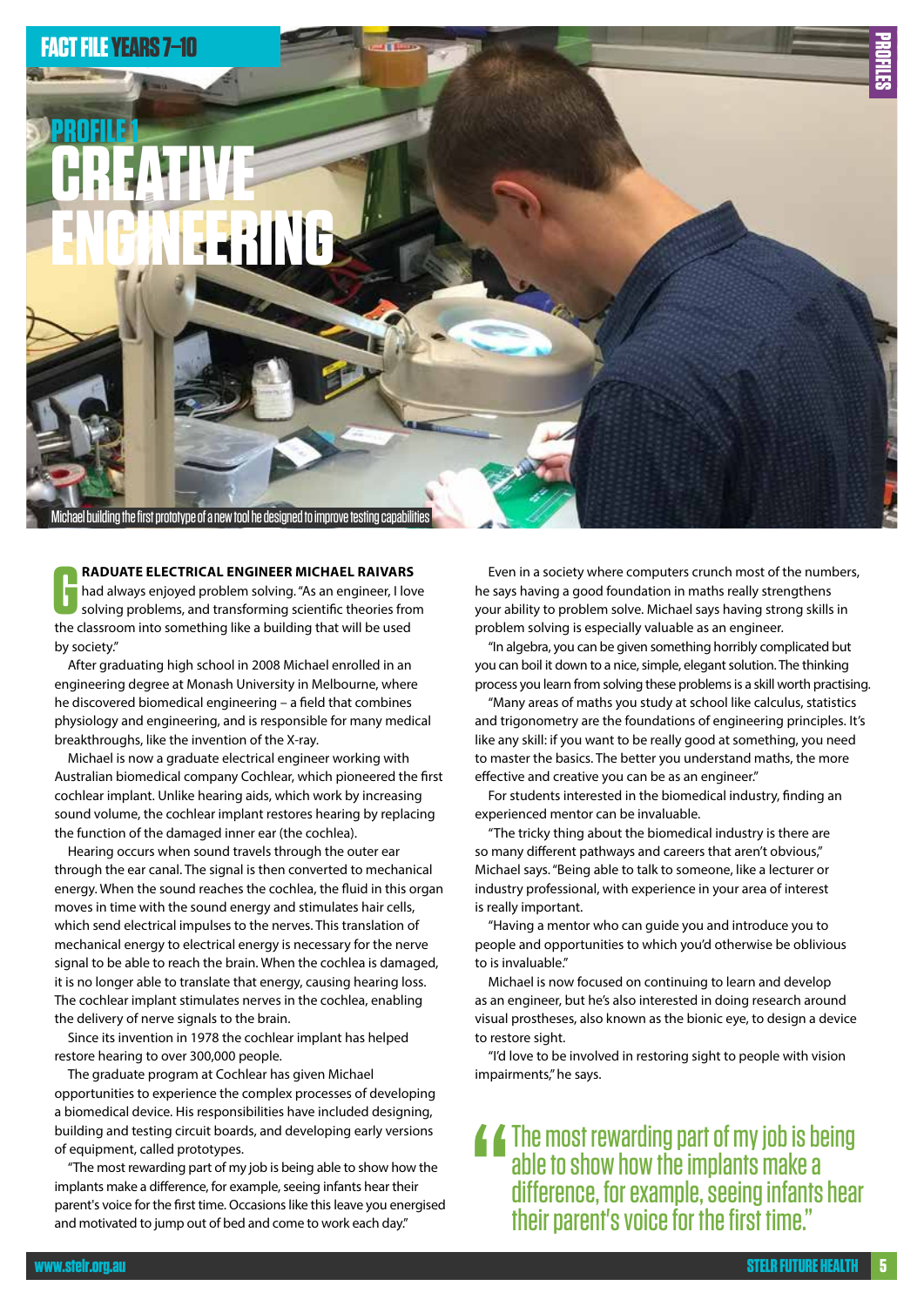FACT FILE YEARS 7–10

PROFILE 1

# CREATIVE ENGINEERING

Michael building the first prototype of a new tool he designed to improve testing capabilities

**GRADUATE ELECTRICAL ENGINEER MICHAEL RAIVARS** had always enjoyed problem solving. "As an engineer, I love solving problems, and transforming scientific theories from the classroom into something like a building that will be used by society."

After graduating high school in 2008 Michael enrolled in an engineering degree at Monash University in Melbourne, where he discovered biomedical engineering – a field that combines physiology and engineering, and is responsible for many medical breakthroughs, like the invention of the X-ray.

Michael is now a graduate electrical engineer working with Australian biomedical company Cochlear, which pioneered the first cochlear implant. Unlike hearing aids, which work by increasing sound volume, the cochlear implant restores hearing by replacing the function of the damaged inner ear (the cochlea).

Hearing occurs when sound travels through the outer ear through the ear canal. The signal is then converted to mechanical energy. When the sound reaches the cochlea, the fluid in this organ moves in time with the sound energy and stimulates hair cells, which send electrical impulses to the nerves. This translation of mechanical energy to electrical energy is necessary for the nerve signal to be able to reach the brain. When the cochlea is damaged, it is no longer able to translate that energy, causing hearing loss. The cochlear implant stimulates nerves in the cochlea, enabling the delivery of nerve signals to the brain.

Since its invention in 1978 the cochlear implant has helped restore hearing to over 300,000 people.

The graduate program at Cochlear has given Michael opportunities to experience the complex processes of developing a biomedical device. His responsibilities have included designing, building and testing circuit boards, and developing early versions of equipment, called prototypes.

"The most rewarding part of my job is being able to show how the implants make a difference, for example, seeing infants hear their parent's voice for the first time. Occasions like this leave you energised and motivated to jump out of bed and come to work each day."

Even in a society where computers crunch most of the numbers, he says having a good foundation in maths really strengthens your ability to problem solve. Michael says having strong skills in problem solving is especially valuable as an engineer.

"In algebra, you can be given something horribly complicated but you can boil it down to a nice, simple, elegant solution. The thinking process you learn from solving these problems is a skill worth practising.

"Many areas of maths you study at school like calculus, statistics and trigonometry are the foundations of engineering principles. It's like any skill: if you want to be really good at something, you need to master the basics. The better you understand maths, the more effective and creative you can be as an engineer."

For students interested in the biomedical industry, finding an experienced mentor can be invaluable.

"The tricky thing about the biomedical industry is there are so many different pathways and careers that aren't obvious," Michael says. "Being able to talk to someone, like a lecturer or industry professional, with experience in your area of interest is really important.

"Having a mentor who can guide you and introduce you to people and opportunities to which you'd otherwise be oblivious to is invaluable."

Michael is now focused on continuing to learn and develop as an engineer, but he's also interested in doing research around visual prostheses, also known as the bionic eye, to design a device to restore sight.

"I'd love to be involved in restoring sight to people with vision impairments," he says.

> "The most rewarding part of my job is being able to show how the implants make a difference, for example, seeing infants hear their parent's voice for the first time."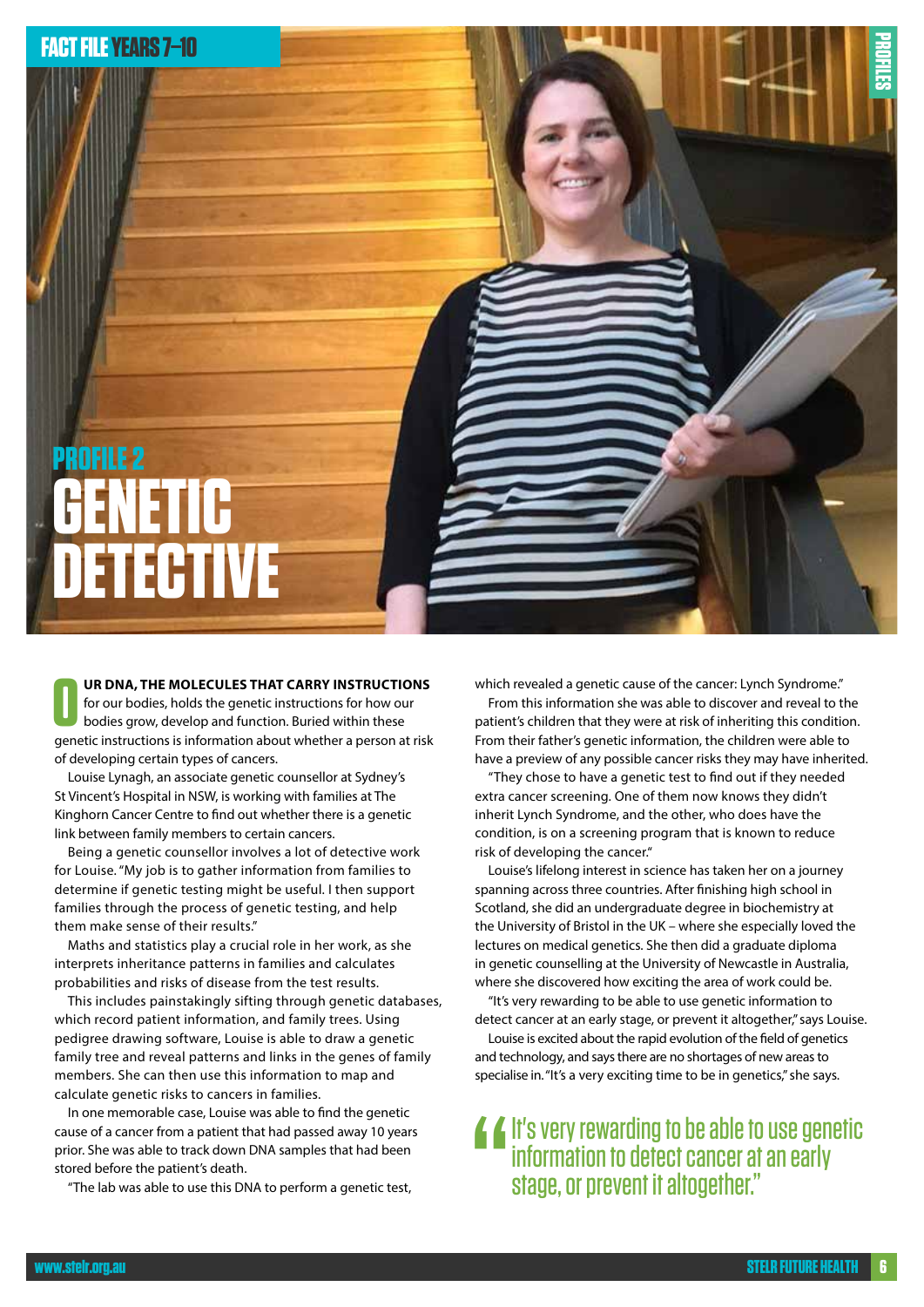FACT FILE YEARS 7–10

PROFILES

## PROFILE 2

# GENETIC DETECTIVE

**OUR DNA, THE MOLECULES THAT CARRY INSTRUCTIONS** for our bodies, holds the genetic instructions for how our bodies grow, develop and function. Buried within these genetic instructions is information about whether a person at risk of developing certain types of cancers.

Louise Lynagh, an associate genetic counsellor at Sydney's St Vincent's Hospital in NSW, is working with families at The Kinghorn Cancer Centre to find out whether there is a genetic link between family members to certain cancers.

Being a genetic counsellor involves a lot of detective work for Louise. "My job is to gather information from families to determine if genetic testing might be useful. I then support families through the process of genetic testing, and help them make sense of their results."

Maths and statistics play a crucial role in her work, as she interprets inheritance patterns in families and calculates probabilities and risks of disease from the test results.

This includes painstakingly sifting through genetic databases, which record patient information, and family trees. Using pedigree drawing software, Louise is able to draw a genetic family tree and reveal patterns and links in the genes of family members. She can then use this information to map and calculate genetic risks to cancers in families.

In one memorable case, Louise was able to find the genetic cause of a cancer from a patient that had passed away 10 years prior. She was able to track down DNA samples that had been stored before the patient's death.

"The lab was able to use this DNA to perform a genetic test, which revealed a genetic cause of the cancer: Lynch Syndrome."

From this information she was able to discover and reveal to the patient's children that they were at risk of inheriting this condition. From their father's genetic information, the children were able to have a preview of any possible cancer risks they may have inherited.

"They chose to have a genetic test to find out if they needed extra cancer screening. One of them now knows they didn't inherit Lynch Syndrome, and the other, who does have the condition, is on a screening program that is known to reduce risk of developing the cancer."

Louise's lifelong interest in science has taken her on a journey spanning across three countries. After finishing high school in Scotland, she did an undergraduate degree in biochemistry at the University of Bristol in the UK – where she especially loved the lectures on medical genetics. She then did a graduate diploma in genetic counselling at the University of Newcastle in Australia, where she discovered how exciting the area of work could be.

"It's very rewarding to be able to use genetic information to detect cancer at an early stage, or prevent it altogether," says Louise.

Louise is excited about the rapid evolution of the field of genetics and technology, and says there are no shortages of new areas to specialise in. "It's a very exciting time to be in genetics," she says.

> "It's very rewarding to be able to use genetic information to detect cancer at an early stage, or prevent it altogether."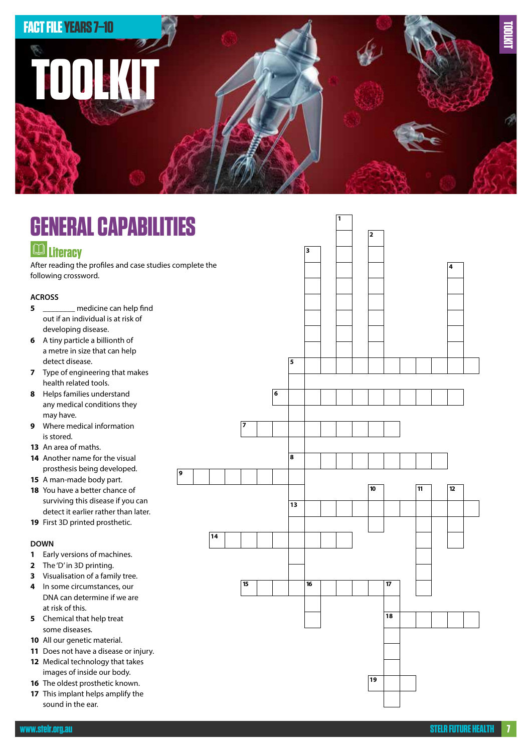# TOOLKIT

## GENERAL CAPABILITIES

### Literacy

After reading the profiles and case studies complete the following crossword.

**ACROSS**

- **5** ________ medicine can help find out if an individual is at risk of developing disease.
- **6** A tiny particle a billionth of a metre in size that can help detect disease.
- **7** Type of engineering that makes health related tools.
- **8** Helps families understand any medical conditions they may have.
- **9** Where medical information is stored.
- **13** An area of maths.
- **14** Another name for the visual prosthesis being developed.
- **15** A man-made body part.
- **18** You have a better chance of surviving this disease if you can detect it earlier rather than later.
- **19** First 3D printed prosthetic.

**DOWN**

- **1** Early versions of machines.
- **2** The 'D' in 3D printing.
- **3** Visualisation of a family tree.
- **4** In some circumstances, our DNA can determine if we are at risk of this.
- **5** Chemical that help treat some diseases.
- **10** All our genetic material.
- **11** Does not have a disease or injury.
- **12** Medical technology that takes images of inside our body.
- **16** The oldest prosthetic known.
- **17** This implant helps amplify the sound in the ear.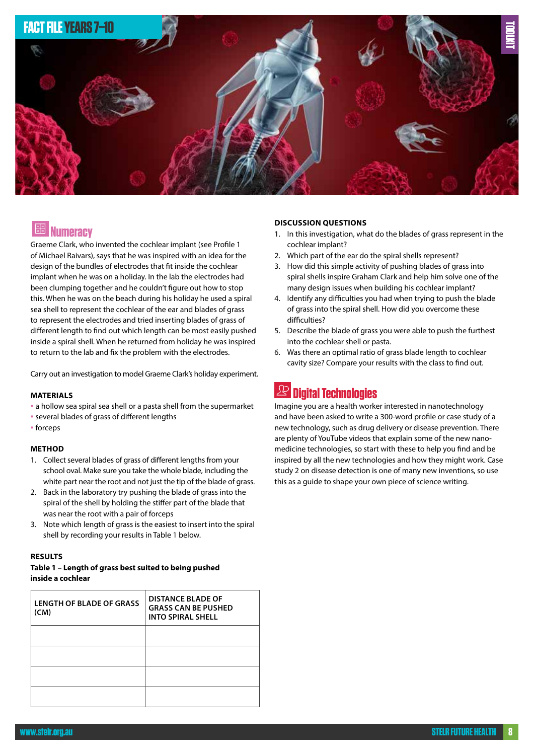## Numeracy

Graeme Clark, who invented the cochlear implant (see Profile 1 of Michael Raivars), says that he was inspired with an idea for the design of the bundles of electrodes that fit inside the cochlear implant when he was on a holiday. In the lab the electrodes had been clumping together and he couldn't figure out how to stop this. When he was on the beach during his holiday he used a spiral sea shell to represent the cochlear of the ear and blades of grass to represent the electrodes and tried inserting blades of grass of different length to find out which length can be most easily pushed inside a spiral shell. When he returned from holiday he was inspired to return to the lab and fix the problem with the electrodes.

Carry out an investigation to model Graeme Clark's holiday experiment.

### MATERIALS

- a hollow sea spiral sea shell or a pasta shell from the supermarket
- several blades of grass of different lengths
- forceps

### METHOD

1. Collect several blades of grass of different lengths from your school oval. Make sure you take the whole blade, including the white part near the root and not just the tip of the blade of grass.
2. Back in the laboratory try pushing the blade of grass into the spiral of the shell by holding the stiffer part of the blade that was near the root with a pair of forceps
3. Note which length of grass is the easiest to insert into the spiral shell by recording your results in Table 1 below.

### RESULTS

**Table 1 – Length of grass best suited to being pushed inside a cochlear**

| LENGTH OF BLADE OF GRASS (CM) | DISTANCE BLADE OF GRASS CAN BE PUSHED INTO SPIRAL SHELL |
|---|---|
| | |
| | |
| | |
| | |

### DISCUSSION QUESTIONS

1. In this investigation, what do the blades of grass represent in the cochlear implant?
2. Which part of the ear do the spiral shells represent?
3. How did this simple activity of pushing blades of grass into spiral shells inspire Graham Clark and help him solve one of the many design issues when building his cochlear implant?
4. Identify any difficulties you had when trying to push the blade of grass into the spiral shell. How did you overcome these difficulties?
5. Describe the blade of grass you were able to push the furthest into the cochlear shell or pasta.
6. Was there an optimal ratio of grass blade length to cochlear cavity size? Compare your results with the class to find out.

## Digital Technologies

Imagine you are a health worker interested in nanotechnology and have been asked to write a 300-word profile or case study of a new technology, such as drug delivery or disease prevention. There are plenty of YouTube videos that explain some of the new nano-medicine technologies, so start with these to help you find and be inspired by all the new technologies and how they might work. Case study 2 on disease detection is one of many new inventions, so use this as a guide to shape your own piece of science writing.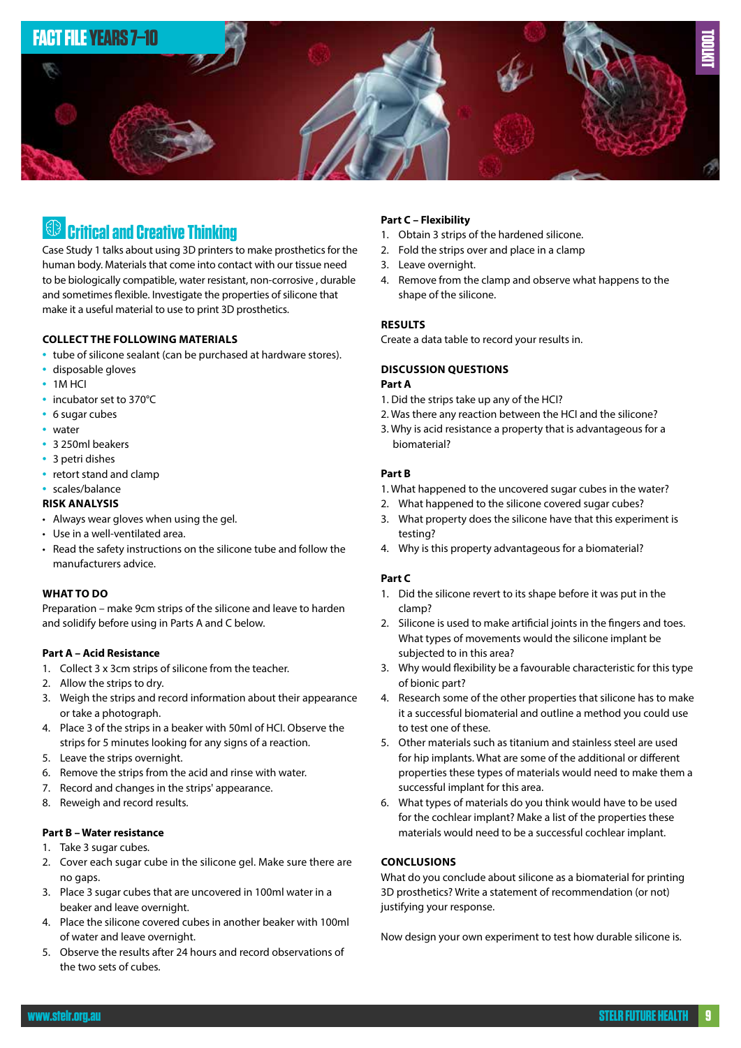## Critical and Creative Thinking

Case Study 1 talks about using 3D printers to make prosthetics for the human body. Materials that come into contact with our tissue need to be biologically compatible, water resistant, non-corrosive , durable and sometimes flexible. Investigate the properties of silicone that make it a useful material to use to print 3D prosthetics.

### COLLECT THE FOLLOWING MATERIALS

- tube of silicone sealant (can be purchased at hardware stores).
- disposable gloves
- 1M HCl
- incubator set to 370°C
- 6 sugar cubes
- water
- 3 250ml beakers
- 3 petri dishes
- retort stand and clamp
- scales/balance

### RISK ANALYSIS

- Always wear gloves when using the gel.
- Use in a well-ventilated area.
- Read the safety instructions on the silicone tube and follow the manufacturers advice.

### WHAT TO DO

Preparation – make 9cm strips of the silicone and leave to harden and solidify before using in Parts A and C below.

**Part A – Acid Resistance**

1. Collect 3 x 3cm strips of silicone from the teacher.
2. Allow the strips to dry.
3. Weigh the strips and record information about their appearance or take a photograph.
4. Place 3 of the strips in a beaker with 50ml of HCl. Observe the strips for 5 minutes looking for any signs of a reaction.
5. Leave the strips overnight.
6. Remove the strips from the acid and rinse with water.
7. Record and changes in the strips' appearance.
8. Reweigh and record results.

**Part B – Water resistance**

1. Take 3 sugar cubes.
2. Cover each sugar cube in the silicone gel. Make sure there are no gaps.
3. Place 3 sugar cubes that are uncovered in 100ml water in a beaker and leave overnight.
4. Place the silicone covered cubes in another beaker with 100ml of water and leave overnight.
5. Observe the results after 24 hours and record observations of the two sets of cubes.

**Part C – Flexibility**

1. Obtain 3 strips of the hardened silicone.
2. Fold the strips over and place in a clamp
3. Leave overnight.
4. Remove from the clamp and observe what happens to the shape of the silicone.

### RESULTS

Create a data table to record your results in.

### DISCUSSION QUESTIONS

**Part A**

1. Did the strips take up any of the HCl?
2. Was there any reaction between the HCl and the silicone?
3. Why is acid resistance a property that is advantageous for a biomaterial?

**Part B**

1. What happened to the uncovered sugar cubes in the water?
2. What happened to the silicone covered sugar cubes?
3. What property does the silicone have that this experiment is testing?
4. Why is this property advantageous for a biomaterial?

**Part C**

1. Did the silicone revert to its shape before it was put in the clamp?
2. Silicone is used to make artificial joints in the fingers and toes. What types of movements would the silicone implant be subjected to in this area?
3. Why would flexibility be a favourable characteristic for this type of bionic part?
4. Research some of the other properties that silicone has to make it a successful biomaterial and outline a method you could use to test one of these.
5. Other materials such as titanium and stainless steel are used for hip implants. What are some of the additional or different properties these types of materials would need to make them a successful implant for this area.
6. What types of materials do you think would have to be used for the cochlear implant? Make a list of the properties these materials would need to be a successful cochlear implant.

### CONCLUSIONS

What do you conclude about silicone as a biomaterial for printing 3D prosthetics? Write a statement of recommendation (or not) justifying your response.

Now design your own experiment to test how durable silicone is.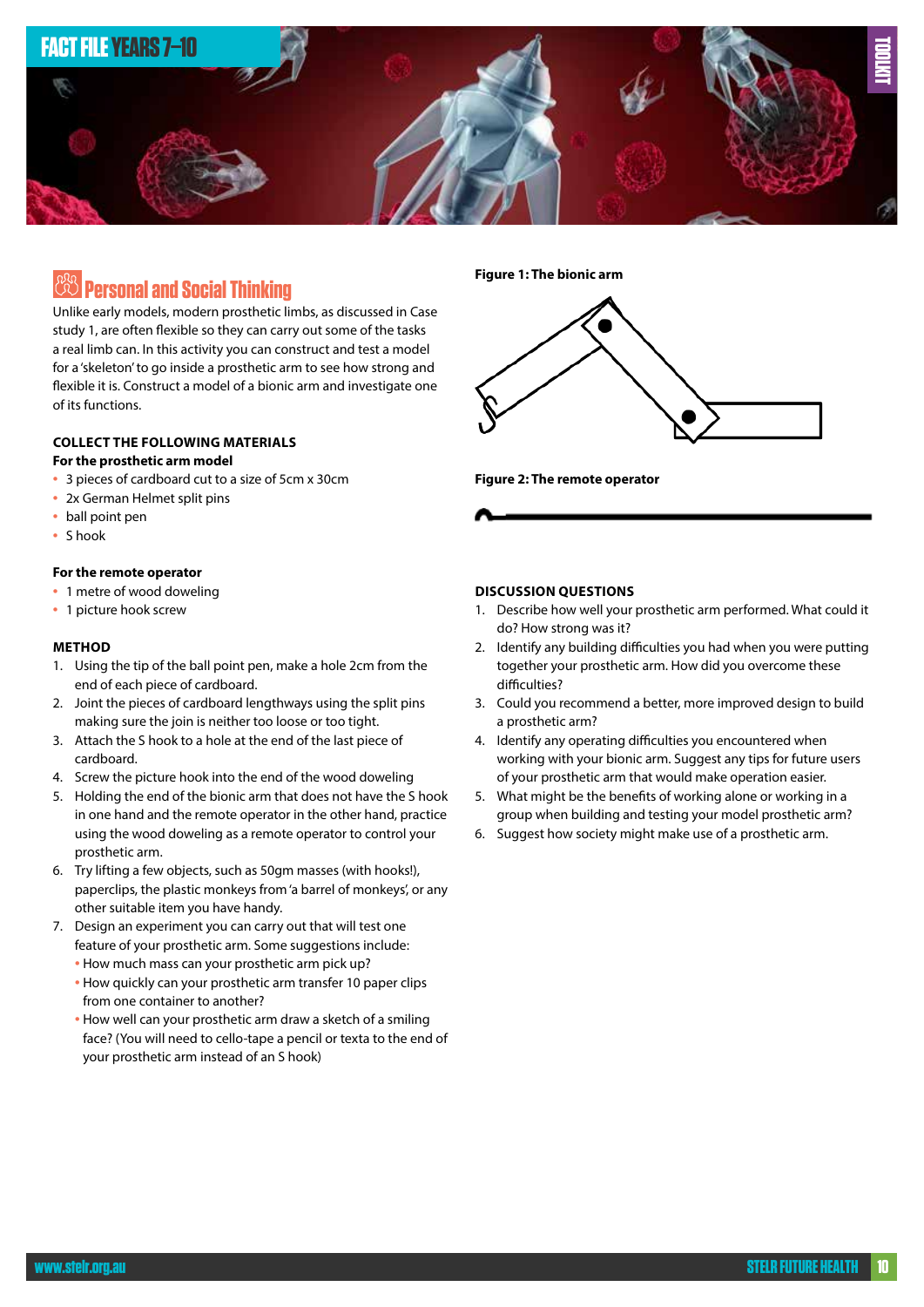# Personal and Social Thinking

Unlike early models, modern prosthetic limbs, as discussed in Case study 1, are often flexible so they can carry out some of the tasks a real limb can. In this activity you can construct and test a model for a 'skeleton' to go inside a prosthetic arm to see how strong and flexible it is. Construct a model of a bionic arm and investigate one of its functions.

### COLLECT THE FOLLOWING MATERIALS

**For the prosthetic arm model**

- 3 pieces of cardboard cut to a size of 5cm x 30cm
- 2x German Helmet split pins
- ball point pen
- S hook

**For the remote operator**

- 1 metre of wood doweling
- 1 picture hook screw

### METHOD

1. Using the tip of the ball point pen, make a hole 2cm from the end of each piece of cardboard.
2. Joint the pieces of cardboard lengthways using the split pins making sure the join is neither too loose or too tight.
3. Attach the S hook to a hole at the end of the last piece of cardboard.
4. Screw the picture hook into the end of the wood doweling
5. Holding the end of the bionic arm that does not have the S hook in one hand and the remote operator in the other hand, practice using the wood doweling as a remote operator to control your prosthetic arm.
6. Try lifting a few objects, such as 50gm masses (with hooks!), paperclips, the plastic monkeys from 'a barrel of monkeys', or any other suitable item you have handy.
7. Design an experiment you can carry out that will test one feature of your prosthetic arm. Some suggestions include:
   - How much mass can your prosthetic arm pick up?
   - How quickly can your prosthetic arm transfer 10 paper clips from one container to another?
   - How well can your prosthetic arm draw a sketch of a smiling face? (You will need to cello-tape a pencil or texta to the end of your prosthetic arm instead of an S hook)

**Figure 1: The bionic arm**

**Figure 2: The remote operator**

### DISCUSSION QUESTIONS

1. Describe how well your prosthetic arm performed. What could it do? How strong was it?
2. Identify any building difficulties you had when you were putting together your prosthetic arm. How did you overcome these difficulties?
3. Could you recommend a better, more improved design to build a prosthetic arm?
4. Identify any operating difficulties you encountered when working with your bionic arm. Suggest any tips for future users of your prosthetic arm that would make operation easier.
5. What might be the benefits of working alone or working in a group when building and testing your model prosthetic arm?
6. Suggest how society might make use of a prosthetic arm.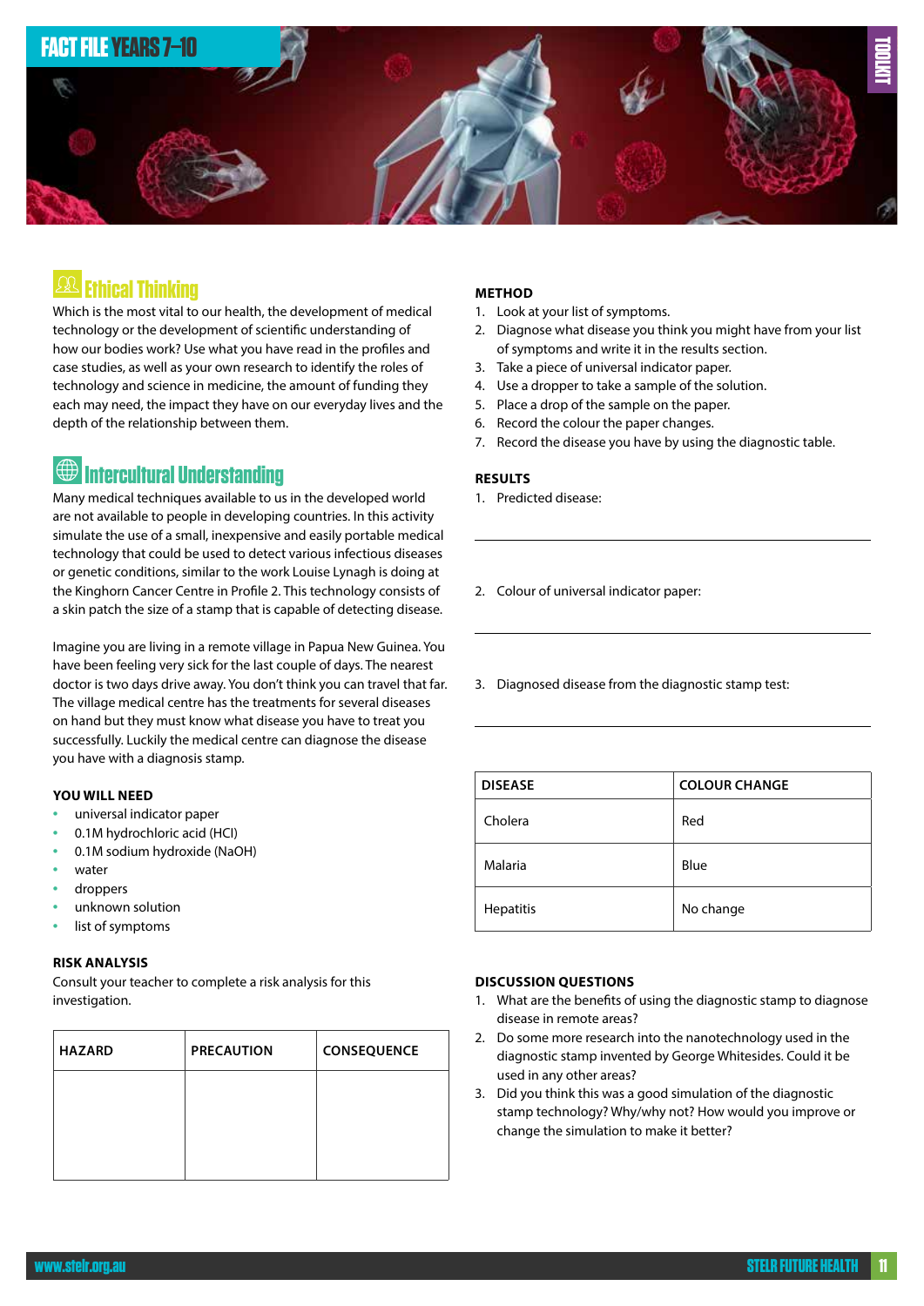# FACT FILE YEARS 7–10

## Ethical Thinking

Which is the most vital to our health, the development of medical technology or the development of scientific understanding of how our bodies work? Use what you have read in the profiles and case studies, as well as your own research to identify the roles of technology and science in medicine, the amount of funding they each may need, the impact they have on our everyday lives and the depth of the relationship between them.

## Intercultural Understanding

Many medical techniques available to us in the developed world are not available to people in developing countries. In this activity simulate the use of a small, inexpensive and easily portable medical technology that could be used to detect various infectious diseases or genetic conditions, similar to the work Louise Lynagh is doing at the Kinghorn Cancer Centre in Profile 2. This technology consists of a skin patch the size of a stamp that is capable of detecting disease.

Imagine you are living in a remote village in Papua New Guinea. You have been feeling very sick for the last couple of days. The nearest doctor is two days drive away. You don't think you can travel that far. The village medical centre has the treatments for several diseases on hand but they must know what disease you have to treat you successfully. Luckily the medical centre can diagnose the disease you have with a diagnosis stamp.

### YOU WILL NEED

- universal indicator paper
- 0.1M hydrochloric acid (HCl)
- 0.1M sodium hydroxide (NaOH)
- water
- droppers
- unknown solution
- list of symptoms

### RISK ANALYSIS

Consult your teacher to complete a risk analysis for this investigation.

| HAZARD | PRECAUTION | CONSEQUENCE |
|---|---|---|
| | | |

### METHOD

1. Look at your list of symptoms.
2. Diagnose what disease you think you might have from your list of symptoms and write it in the results section.
3. Take a piece of universal indicator paper.
4. Use a dropper to take a sample of the solution.
5. Place a drop of the sample on the paper.
6. Record the colour the paper changes.
7. Record the disease you have by using the diagnostic table.

### RESULTS

1. Predicted disease:

___________________________________________

2. Colour of universal indicator paper:

___________________________________________

3. Diagnosed disease from the diagnostic stamp test:

___________________________________________

| DISEASE | COLOUR CHANGE |
|---|---|
| Cholera | Red |
| Malaria | Blue |
| Hepatitis | No change |

### DISCUSSION QUESTIONS

1. What are the benefits of using the diagnostic stamp to diagnose disease in remote areas?
2. Do some more research into the nanotechnology used in the diagnostic stamp invented by George Whitesides. Could it be used in any other areas?
3. Did you think this was a good simulation of the diagnostic stamp technology? Why/why not? How would you improve or change the simulation to make it better?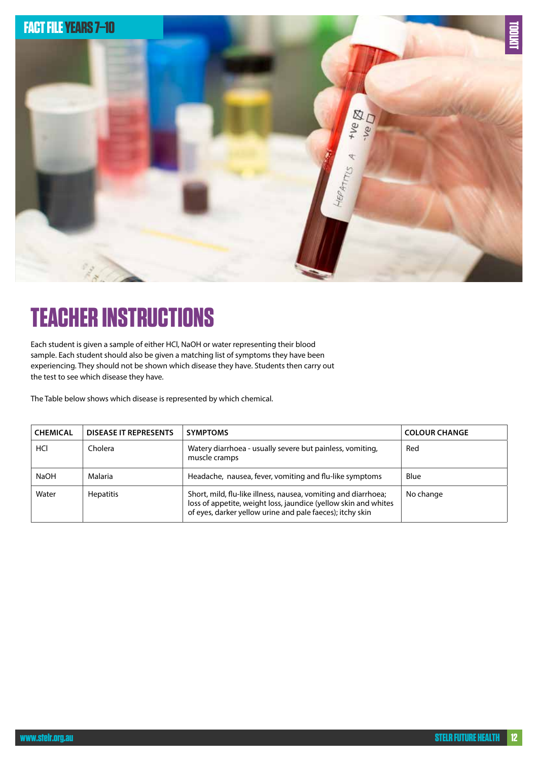# TEACHER INSTRUCTIONS

Each student is given a sample of either HCl, NaOH or water representing their blood sample. Each student should also be given a matching list of symptoms they have been experiencing. They should not be shown which disease they have. Students then carry out the test to see which disease they have.

The Table below shows which disease is represented by which chemical.

| CHEMICAL | DISEASE IT REPRESENTS | SYMPTOMS | COLOUR CHANGE |
|---|---|---|---|
| HCl | Cholera | Watery diarrhoea - usually severe but painless, vomiting, muscle cramps | Red |
| NaOH | Malaria | Headache, nausea, fever, vomiting and flu-like symptoms | Blue |
| Water | Hepatitis | Short, mild, flu-like illness, nausea, vomiting and diarrhoea; loss of appetite, weight loss, jaundice (yellow skin and whites of eyes, darker yellow urine and pale faeces); itchy skin | No change |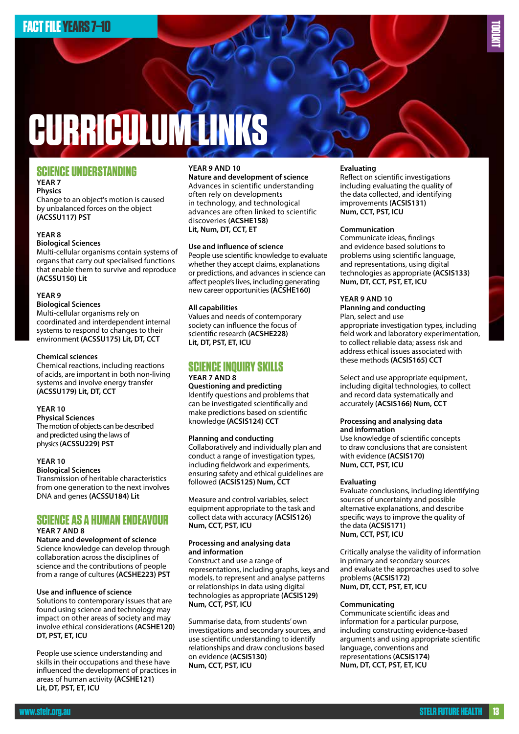# CURRICULUM LINKS

## SCIENCE UNDERSTANDING

**YEAR 7**
**Physics**
Change to an object's motion is caused by unbalanced forces on the object **(ACSSU117) PST**

**YEAR 8**
**Biological Sciences**
Multi-cellular organisms contain systems of organs that carry out specialised functions that enable them to survive and reproduce **(ACSSU150) Lit**

**YEAR 9**
**Biological Sciences**
Multi-cellular organisms rely on coordinated and interdependent internal systems to respond to changes to their environment **(ACSSU175) Lit, DT, CCT**

**Chemical sciences**
Chemical reactions, including reactions of acids, are important in both non-living systems and involve energy transfer **(ACSSU179) Lit, DT, CCT**

**YEAR 10**
**Physical Sciences**
The motion of objects can be described and predicted using the laws of physics **(ACSSU229) PST**

**YEAR 10**
**Biological Sciences**
Transmission of heritable characteristics from one generation to the next involves DNA and genes **(ACSSU184) Lit**

## SCIENCE AS A HUMAN ENDEAVOUR

**YEAR 7 AND 8**
**Nature and development of science**
Science knowledge can develop through collaboration across the disciplines of science and the contributions of people from a range of cultures **(ACSHE223) PST**

**Use and influence of science**
Solutions to contemporary issues that are found using science and technology may impact on other areas of society and may involve ethical considerations **(ACSHE120) DT, PST, ET, ICU**

People use science understanding and skills in their occupations and these have influenced the development of practices in areas of human activity **(ACSHE121) Lit, DT, PST, ET, ICU**

**YEAR 9 AND 10**
**Nature and development of science**
Advances in scientific understanding often rely on developments in technology, and technological advances are often linked to scientific discoveries **(ACSHE158) Lit, Num, DT, CCT, ET**

**Use and influence of science**
People use scientific knowledge to evaluate whether they accept claims, explanations or predictions, and advances in science can affect people's lives, including generating new career opportunities **(ACSHE160)**

**All capabilities**
Values and needs of contemporary society can influence the focus of scientific research **(ACSHE228) Lit, DT, PST, ET, ICU**

## SCIENCE INQUIRY SKILLS

**YEAR 7 AND 8**
**Questioning and predicting**
Identify questions and problems that can be investigated scientifically and make predictions based on scientific knowledge **(ACSIS124) CCT**

**Planning and conducting**
Collaboratively and individually plan and conduct a range of investigation types, including fieldwork and experiments, ensuring safety and ethical guidelines are followed **(ACSIS125) Num, CCT**

Measure and control variables, select equipment appropriate to the task and collect data with accuracy **(ACSIS126) Num, CCT, PST, ICU**

**Processing and analysing data and information**
Construct and use a range of representations, including graphs, keys and models, to represent and analyse patterns or relationships in data using digital technologies as appropriate **(ACSIS129) Num, CCT, PST, ICU**

Summarise data, from students' own investigations and secondary sources, and use scientific understanding to identify relationships and draw conclusions based on evidence **(ACSIS130) Num, CCT, PST, ICU**

**Evaluating**
Reflect on scientific investigations including evaluating the quality of the data collected, and identifying improvements **(ACSIS131) Num, CCT, PST, ICU**

**Communication**
Communicate ideas, findings and evidence based solutions to problems using scientific language, and representations, using digital technologies as appropriate **(ACSIS133) Num, DT, CCT, PST, ET, ICU**

**YEAR 9 AND 10**
**Planning and conducting**
Plan, select and use appropriate investigation types, including field work and laboratory experimentation, to collect reliable data; assess risk and address ethical issues associated with these methods **(ACSIS165) CCT**

Select and use appropriate equipment, including digital technologies, to collect and record data systematically and accurately **(ACSIS166) Num, CCT**

**Processing and analysing data and information**
Use knowledge of scientific concepts to draw conclusions that are consistent with evidence **(ACSIS170) Num, CCT, PST, ICU**

**Evaluating**
Evaluate conclusions, including identifying sources of uncertainty and possible alternative explanations, and describe specific ways to improve the quality of the data **(ACSIS171) Num, CCT, PST, ICU**

Critically analyse the validity of information in primary and secondary sources and evaluate the approaches used to solve problems **(ACSIS172) Num, DT, CCT, PST, ET, ICU**

**Communicating**
Communicate scientific ideas and information for a particular purpose, including constructing evidence-based arguments and using appropriate scientific language, conventions and representations **(ACSIS174) Num, DT, CCT, PST, ET, ICU**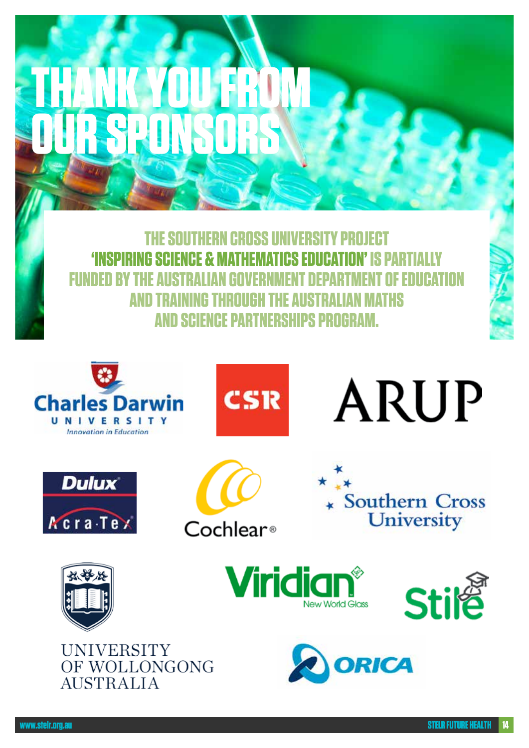# THANK YOU FROM OUR SPONSORS

THE SOUTHERN CROSS UNIVERSITY PROJECT **'INSPIRING SCIENCE & MATHEMATICS EDUCATION'** IS PARTIALLY FUNDED BY THE AUSTRALIAN GOVERNMENT DEPARTMENT OF EDUCATION AND TRAINING THROUGH THE AUSTRALIAN MATHS AND SCIENCE PARTNERSHIPS PROGRAM.

Charles Darwin University – Innovation in Education

CSR

ARUP

Dulux AcraTex

Cochlear®

Southern Cross University

University of Wollongong Australia

Viridian New World Glass

Stile

ORICA